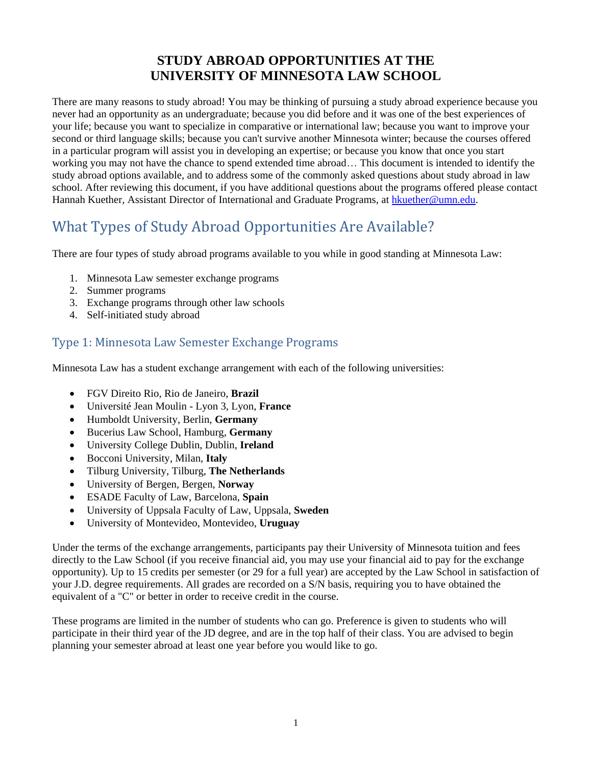# STUDY ABROAD OPPORTUNITIES AT THE UNIVERSITY OF MINNESOTA LAW SCHOOL

There are many reasons to study abroad! You may be thinking of pursuing a study abroad experience because you never had an opportunity as an undergraduate; because you did before and it was one of the best experiences of your life; because you want to specialize in comparative or international law; because you want to improve your second or third language skills; because you can't survive another Minnesota winter; because the courses offered in a particular program will assist you in developing an expertise; or because you know that once you start working you may not have the chance to spend extended time abroad… This document is intended to identify the study abroad options available, and to address some of the commonly asked questions about study abroad in law school. After reviewing this document, if you have additional questions about the programs offered please contact Hannah Kuether, Assistant Director of International and Graduate Programs, at hkuether@umn.edu.

## What Types of Study Abroad Opportunities Are Available?

There are four types of study abroad programs available to you while in good standing at Minnesota Law:

1. Minnesota Law semester exchange programs
2. Summer programs
3. Exchange programs through other law schools
4. Self-initiated study abroad

### Type 1: Minnesota Law Semester Exchange Programs

Minnesota Law has a student exchange arrangement with each of the following universities:

- FGV Direito Rio, Rio de Janeiro, **Brazil**
- Université Jean Moulin - Lyon 3, Lyon, **France**
- Humboldt University, Berlin, **Germany**
- Bucerius Law School, Hamburg, **Germany**
- University College Dublin, Dublin, **Ireland**
- Bocconi University, Milan, **Italy**
- Tilburg University, Tilburg, **The Netherlands**
- University of Bergen, Bergen, **Norway**
- ESADE Faculty of Law, Barcelona, **Spain**
- University of Uppsala Faculty of Law, Uppsala, **Sweden**
- University of Montevideo, Montevideo, **Uruguay**

Under the terms of the exchange arrangements, participants pay their University of Minnesota tuition and fees directly to the Law School (if you receive financial aid, you may use your financial aid to pay for the exchange opportunity). Up to 15 credits per semester (or 29 for a full year) are accepted by the Law School in satisfaction of your J.D. degree requirements. All grades are recorded on a S/N basis, requiring you to have obtained the equivalent of a "C" or better in order to receive credit in the course.

These programs are limited in the number of students who can go. Preference is given to students who will participate in their third year of the JD degree, and are in the top half of their class. You are advised to begin planning your semester abroad at least one year before you would like to go.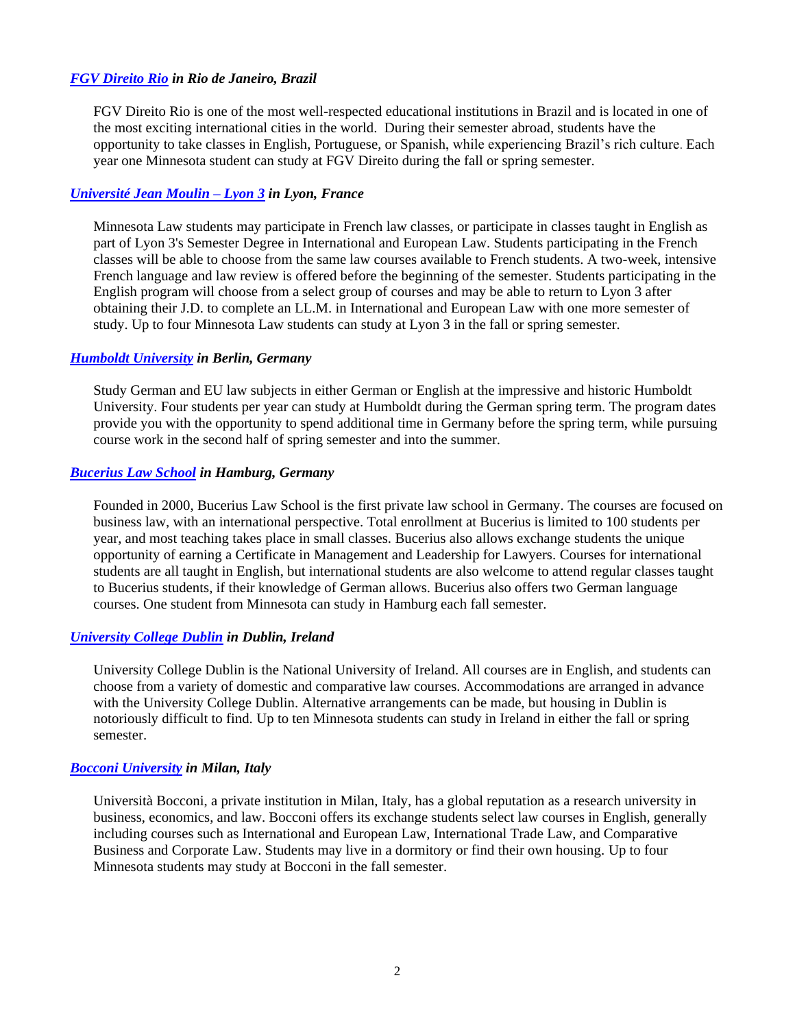### *FGV Direito Rio in Rio de Janeiro, Brazil*

FGV Direito Rio is one of the most well-respected educational institutions in Brazil and is located in one of the most exciting international cities in the world. During their semester abroad, students have the opportunity to take classes in English, Portuguese, or Spanish, while experiencing Brazil's rich culture. Each year one Minnesota student can study at FGV Direito during the fall or spring semester.

### *Université Jean Moulin – Lyon 3 in Lyon, France*

Minnesota Law students may participate in French law classes, or participate in classes taught in English as part of Lyon 3's Semester Degree in International and European Law. Students participating in the French classes will be able to choose from the same law courses available to French students. A two-week, intensive French language and law review is offered before the beginning of the semester. Students participating in the English program will choose from a select group of courses and may be able to return to Lyon 3 after obtaining their J.D. to complete an LL.M. in International and European Law with one more semester of study. Up to four Minnesota Law students can study at Lyon 3 in the fall or spring semester.

### *Humboldt University in Berlin, Germany*

Study German and EU law subjects in either German or English at the impressive and historic Humboldt University. Four students per year can study at Humboldt during the German spring term. The program dates provide you with the opportunity to spend additional time in Germany before the spring term, while pursuing course work in the second half of spring semester and into the summer.

### *Bucerius Law School in Hamburg, Germany*

Founded in 2000, Bucerius Law School is the first private law school in Germany. The courses are focused on business law, with an international perspective. Total enrollment at Bucerius is limited to 100 students per year, and most teaching takes place in small classes. Bucerius also allows exchange students the unique opportunity of earning a Certificate in Management and Leadership for Lawyers. Courses for international students are all taught in English, but international students are also welcome to attend regular classes taught to Bucerius students, if their knowledge of German allows. Bucerius also offers two German language courses. One student from Minnesota can study in Hamburg each fall semester.

### *University College Dublin in Dublin, Ireland*

University College Dublin is the National University of Ireland. All courses are in English, and students can choose from a variety of domestic and comparative law courses. Accommodations are arranged in advance with the University College Dublin. Alternative arrangements can be made, but housing in Dublin is notoriously difficult to find. Up to ten Minnesota students can study in Ireland in either the fall or spring semester.

### *Bocconi University in Milan, Italy*

Università Bocconi, a private institution in Milan, Italy, has a global reputation as a research university in business, economics, and law. Bocconi offers its exchange students select law courses in English, generally including courses such as International and European Law, International Trade Law, and Comparative Business and Corporate Law. Students may live in a dormitory or find their own housing. Up to four Minnesota students may study at Bocconi in the fall semester.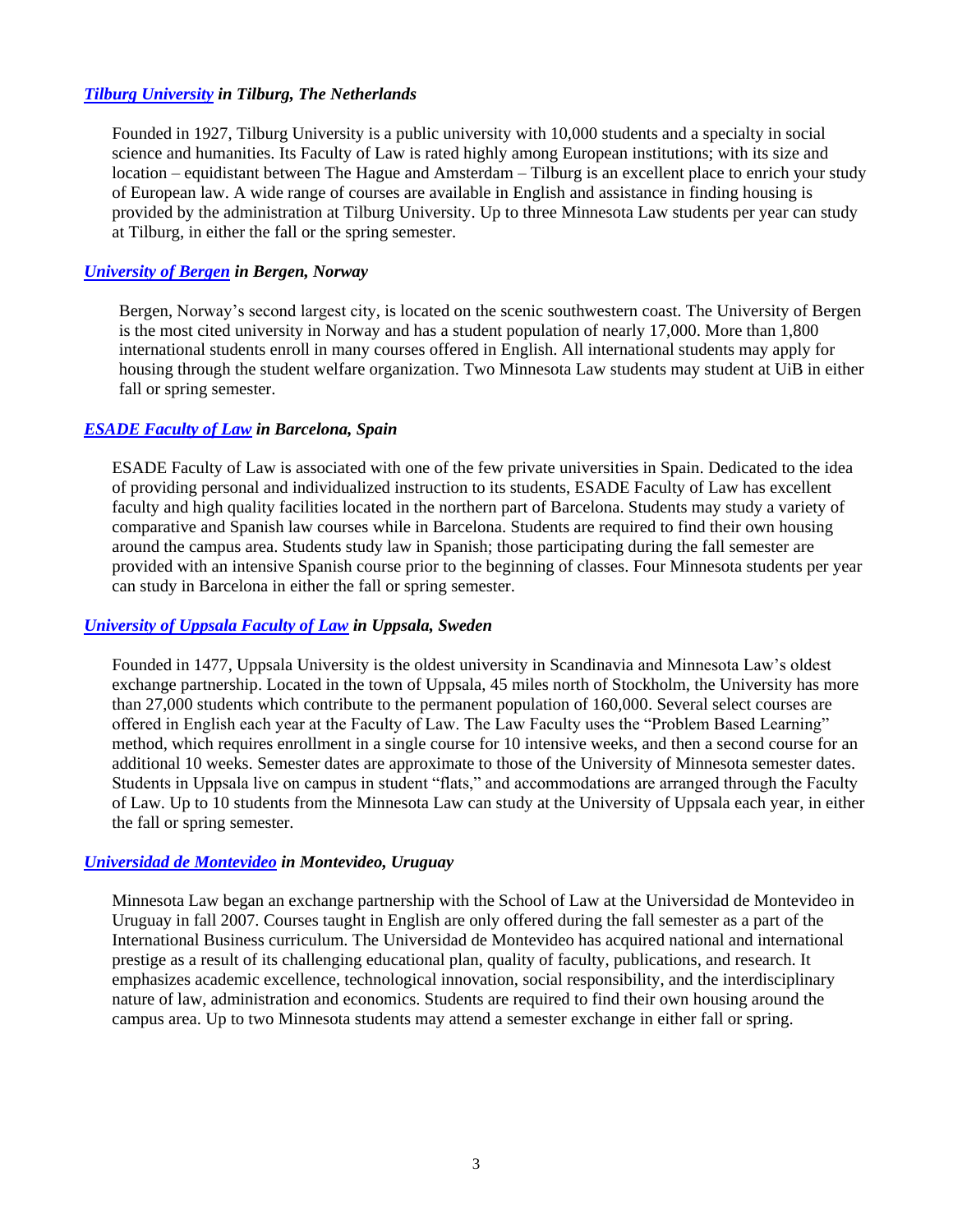***Tilburg University** in Tilburg, The Netherlands*

Founded in 1927, Tilburg University is a public university with 10,000 students and a specialty in social science and humanities. Its Faculty of Law is rated highly among European institutions; with its size and location – equidistant between The Hague and Amsterdam – Tilburg is an excellent place to enrich your study of European law. A wide range of courses are available in English and assistance in finding housing is provided by the administration at Tilburg University. Up to three Minnesota Law students per year can study at Tilburg, in either the fall or the spring semester.

***University of Bergen** in Bergen, Norway*

Bergen, Norway's second largest city, is located on the scenic southwestern coast. The University of Bergen is the most cited university in Norway and has a student population of nearly 17,000. More than 1,800 international students enroll in many courses offered in English. All international students may apply for housing through the student welfare organization. Two Minnesota Law students may student at UiB in either fall or spring semester.

***ESADE Faculty of Law** in Barcelona, Spain*

ESADE Faculty of Law is associated with one of the few private universities in Spain. Dedicated to the idea of providing personal and individualized instruction to its students, ESADE Faculty of Law has excellent faculty and high quality facilities located in the northern part of Barcelona. Students may study a variety of comparative and Spanish law courses while in Barcelona. Students are required to find their own housing around the campus area. Students study law in Spanish; those participating during the fall semester are provided with an intensive Spanish course prior to the beginning of classes. Four Minnesota students per year can study in Barcelona in either the fall or spring semester.

***University of Uppsala Faculty of Law** in Uppsala, Sweden*

Founded in 1477, Uppsala University is the oldest university in Scandinavia and Minnesota Law's oldest exchange partnership. Located in the town of Uppsala, 45 miles north of Stockholm, the University has more than 27,000 students which contribute to the permanent population of 160,000. Several select courses are offered in English each year at the Faculty of Law. The Law Faculty uses the "Problem Based Learning" method, which requires enrollment in a single course for 10 intensive weeks, and then a second course for an additional 10 weeks. Semester dates are approximate to those of the University of Minnesota semester dates. Students in Uppsala live on campus in student "flats," and accommodations are arranged through the Faculty of Law. Up to 10 students from the Minnesota Law can study at the University of Uppsala each year, in either the fall or spring semester.

***Universidad de Montevideo** in Montevideo, Uruguay*

Minnesota Law began an exchange partnership with the School of Law at the Universidad de Montevideo in Uruguay in fall 2007. Courses taught in English are only offered during the fall semester as a part of the International Business curriculum. The Universidad de Montevideo has acquired national and international prestige as a result of its challenging educational plan, quality of faculty, publications, and research. It emphasizes academic excellence, technological innovation, social responsibility, and the interdisciplinary nature of law, administration and economics. Students are required to find their own housing around the campus area. Up to two Minnesota students may attend a semester exchange in either fall or spring.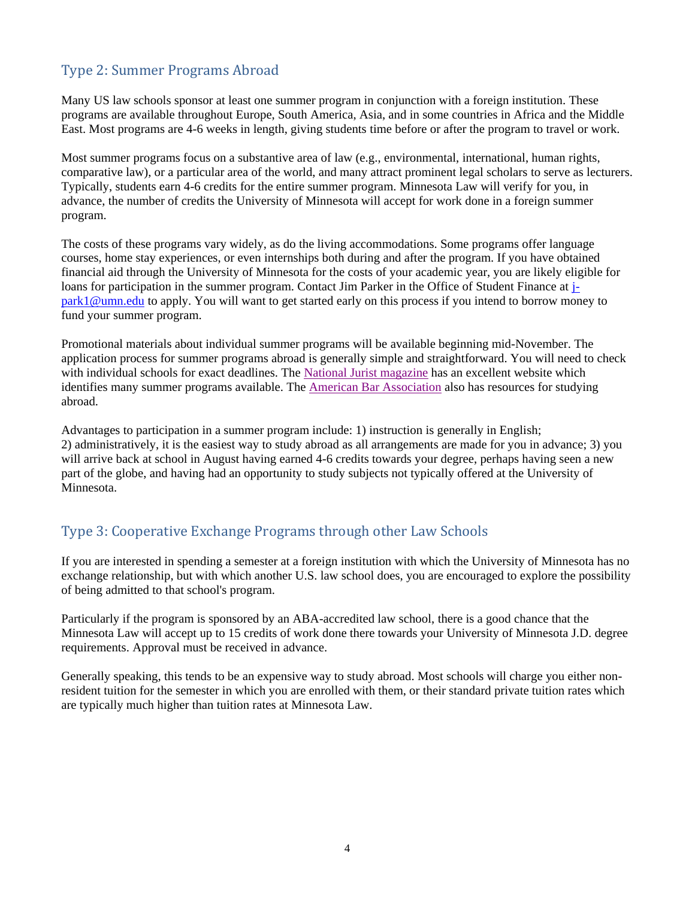## Type 2: Summer Programs Abroad

Many US law schools sponsor at least one summer program in conjunction with a foreign institution. These programs are available throughout Europe, South America, Asia, and in some countries in Africa and the Middle East. Most programs are 4-6 weeks in length, giving students time before or after the program to travel or work.

Most summer programs focus on a substantive area of law (e.g., environmental, international, human rights, comparative law), or a particular area of the world, and many attract prominent legal scholars to serve as lecturers. Typically, students earn 4-6 credits for the entire summer program. Minnesota Law will verify for you, in advance, the number of credits the University of Minnesota will accept for work done in a foreign summer program.

The costs of these programs vary widely, as do the living accommodations. Some programs offer language courses, home stay experiences, or even internships both during and after the program. If you have obtained financial aid through the University of Minnesota for the costs of your academic year, you are likely eligible for loans for participation in the summer program. Contact Jim Parker in the Office of Student Finance at j-park1@umn.edu to apply. You will want to get started early on this process if you intend to borrow money to fund your summer program.

Promotional materials about individual summer programs will be available beginning mid-November. The application process for summer programs abroad is generally simple and straightforward. You will need to check with individual schools for exact deadlines. The National Jurist magazine has an excellent website which identifies many summer programs available. The American Bar Association also has resources for studying abroad.

Advantages to participation in a summer program include: 1) instruction is generally in English; 2) administratively, it is the easiest way to study abroad as all arrangements are made for you in advance; 3) you will arrive back at school in August having earned 4-6 credits towards your degree, perhaps having seen a new part of the globe, and having had an opportunity to study subjects not typically offered at the University of Minnesota.

## Type 3: Cooperative Exchange Programs through other Law Schools

If you are interested in spending a semester at a foreign institution with which the University of Minnesota has no exchange relationship, but with which another U.S. law school does, you are encouraged to explore the possibility of being admitted to that school's program.

Particularly if the program is sponsored by an ABA-accredited law school, there is a good chance that the Minnesota Law will accept up to 15 credits of work done there towards your University of Minnesota J.D. degree requirements. Approval must be received in advance.

Generally speaking, this tends to be an expensive way to study abroad. Most schools will charge you either non-resident tuition for the semester in which you are enrolled with them, or their standard private tuition rates which are typically much higher than tuition rates at Minnesota Law.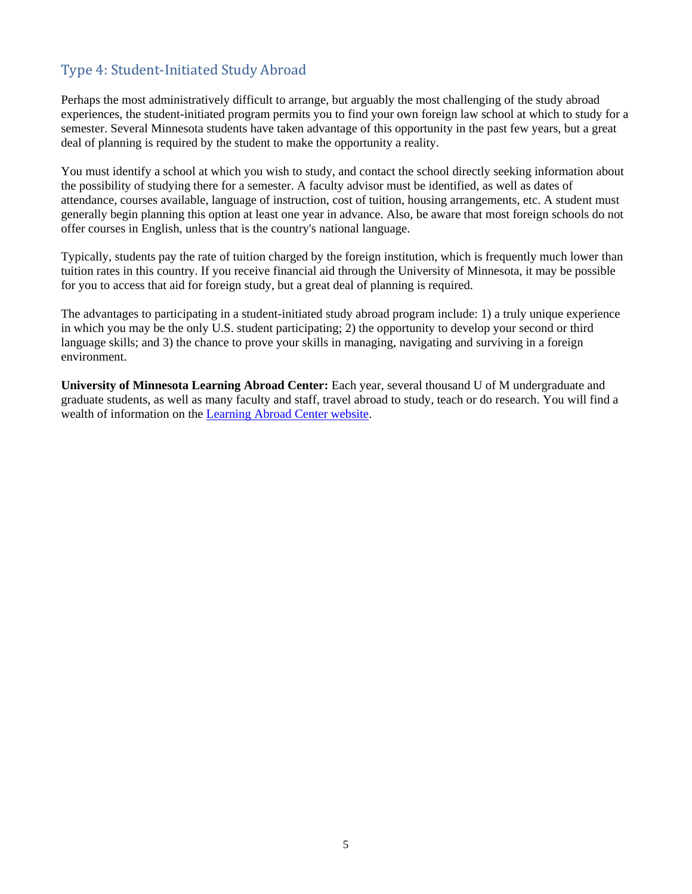## Type 4: Student-Initiated Study Abroad

Perhaps the most administratively difficult to arrange, but arguably the most challenging of the study abroad experiences, the student-initiated program permits you to find your own foreign law school at which to study for a semester. Several Minnesota students have taken advantage of this opportunity in the past few years, but a great deal of planning is required by the student to make the opportunity a reality.

You must identify a school at which you wish to study, and contact the school directly seeking information about the possibility of studying there for a semester. A faculty advisor must be identified, as well as dates of attendance, courses available, language of instruction, cost of tuition, housing arrangements, etc. A student must generally begin planning this option at least one year in advance. Also, be aware that most foreign schools do not offer courses in English, unless that is the country's national language.

Typically, students pay the rate of tuition charged by the foreign institution, which is frequently much lower than tuition rates in this country. If you receive financial aid through the University of Minnesota, it may be possible for you to access that aid for foreign study, but a great deal of planning is required.

The advantages to participating in a student-initiated study abroad program include: 1) a truly unique experience in which you may be the only U.S. student participating; 2) the opportunity to develop your second or third language skills; and 3) the chance to prove your skills in managing, navigating and surviving in a foreign environment.

**University of Minnesota Learning Abroad Center:** Each year, several thousand U of M undergraduate and graduate students, as well as many faculty and staff, travel abroad to study, teach or do research. You will find a wealth of information on the Learning Abroad Center website.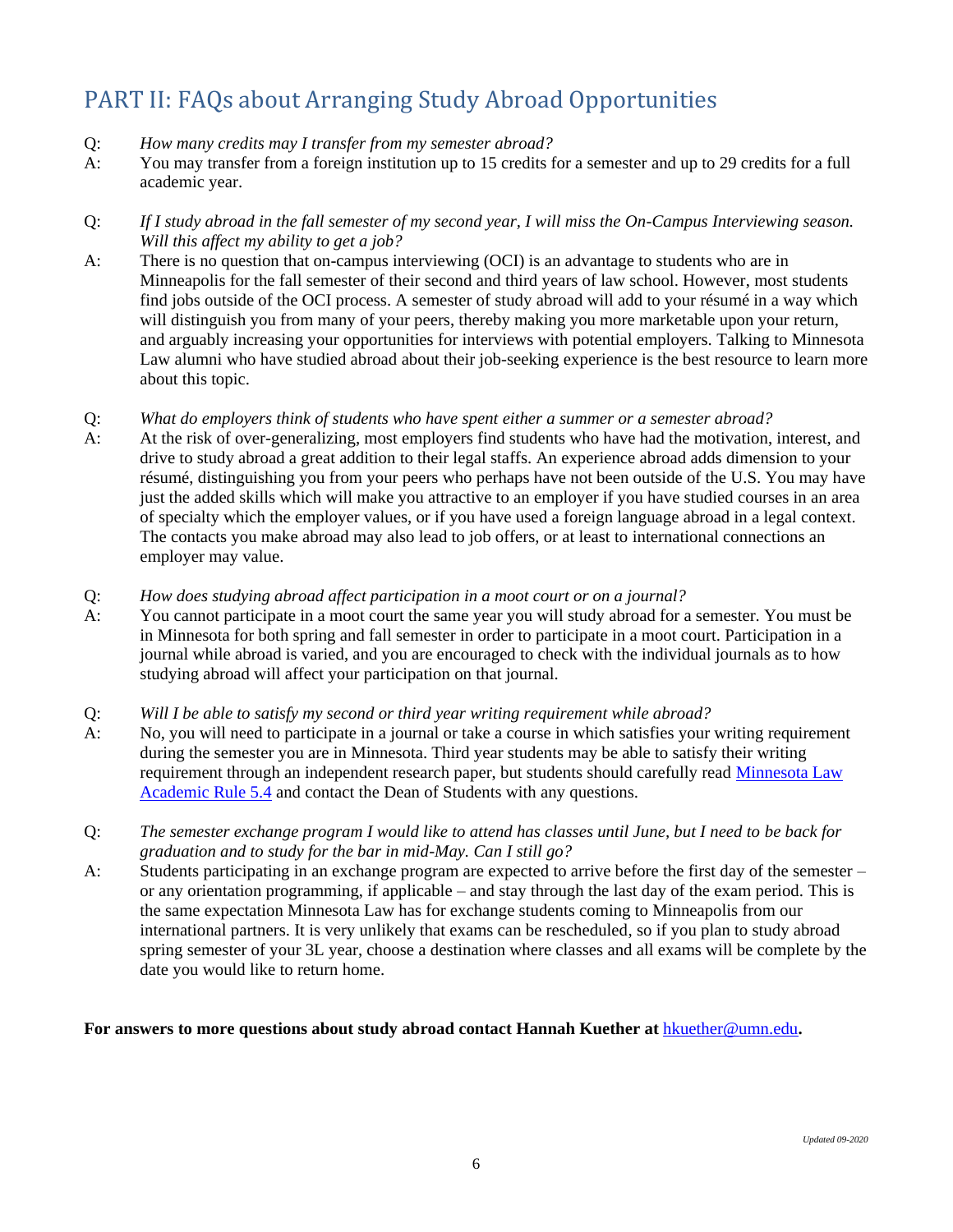## PART II: FAQs about Arranging Study Abroad Opportunities

Q: *How many credits may I transfer from my semester abroad?*
A: You may transfer from a foreign institution up to 15 credits for a semester and up to 29 credits for a full academic year.

Q: *If I study abroad in the fall semester of my second year, I will miss the On-Campus Interviewing season. Will this affect my ability to get a job?*
A: There is no question that on-campus interviewing (OCI) is an advantage to students who are in Minneapolis for the fall semester of their second and third years of law school. However, most students find jobs outside of the OCI process. A semester of study abroad will add to your résumé in a way which will distinguish you from many of your peers, thereby making you more marketable upon your return, and arguably increasing your opportunities for interviews with potential employers. Talking to Minnesota Law alumni who have studied abroad about their job-seeking experience is the best resource to learn more about this topic.

Q: *What do employers think of students who have spent either a summer or a semester abroad?*
A: At the risk of over-generalizing, most employers find students who have had the motivation, interest, and drive to study abroad a great addition to their legal staffs. An experience abroad adds dimension to your résumé, distinguishing you from your peers who perhaps have not been outside of the U.S. You may have just the added skills which will make you attractive to an employer if you have studied courses in an area of specialty which the employer values, or if you have used a foreign language abroad in a legal context. The contacts you make abroad may also lead to job offers, or at least to international connections an employer may value.

Q: *How does studying abroad affect participation in a moot court or on a journal?*
A: You cannot participate in a moot court the same year you will study abroad for a semester. You must be in Minnesota for both spring and fall semester in order to participate in a moot court. Participation in a journal while abroad is varied, and you are encouraged to check with the individual journals as to how studying abroad will affect your participation on that journal.

Q: *Will I be able to satisfy my second or third year writing requirement while abroad?*
A: No, you will need to participate in a journal or take a course in which satisfies your writing requirement during the semester you are in Minnesota. Third year students may be able to satisfy their writing requirement through an independent research paper, but students should carefully read Minnesota Law Academic Rule 5.4 and contact the Dean of Students with any questions.

Q: *The semester exchange program I would like to attend has classes until June, but I need to be back for graduation and to study for the bar in mid-May. Can I still go?*
A: Students participating in an exchange program are expected to arrive before the first day of the semester – or any orientation programming, if applicable – and stay through the last day of the exam period. This is the same expectation Minnesota Law has for exchange students coming to Minneapolis from our international partners. It is very unlikely that exams can be rescheduled, so if you plan to study abroad spring semester of your 3L year, choose a destination where classes and all exams will be complete by the date you would like to return home.

**For answers to more questions about study abroad contact Hannah Kuether at hkuether@umn.edu.**

*Updated 09-2020*